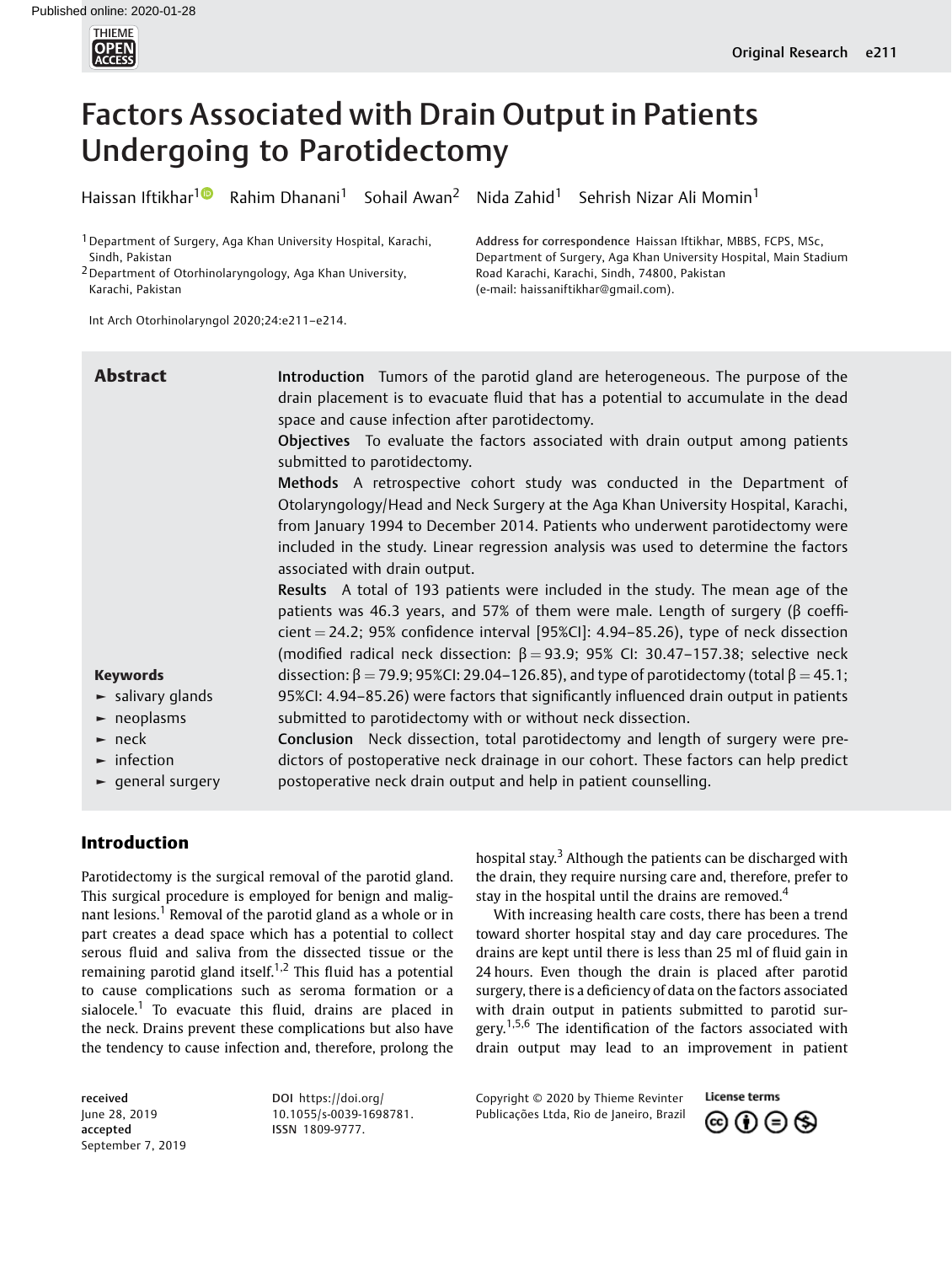# Factors Associated with Drain Output in Patients Undergoing to Parotidectomy

Haissan Iftikhar[1] Rahim Dhanani[1] Sohail Awan[2] Nida Zahid[1] Sehrish Nizar Ali Momin[1]

[1] Department of Surgery, Aga Khan University Hospital, Karachi, Sindh, Pakistan

[2] Department of Otorhinolaryngology, Aga Khan University, Karachi, Pakistan

Address for correspondence Haissan Iftikhar, MBBS, FCPS, MSc, Department of Surgery, Aga Khan University Hospital, Main Stadium Road Karachi, Karachi, Sindh, 74800, Pakistan (e-mail: haissaniftikhar@gmail.com).

Int Arch Otorhinolaryngol 2020;24:e211–e214.

## Abstract

**Introduction** Tumors of the parotid gland are heterogeneous. The purpose of the drain placement is to evacuate fluid that has a potential to accumulate in the dead space and cause infection after parotidectomy.

**Objectives** To evaluate the factors associated with drain output among patients submitted to parotidectomy.

**Methods** A retrospective cohort study was conducted in the Department of Otolaryngology/Head and Neck Surgery at the Aga Khan University Hospital, Karachi, from January 1994 to December 2014. Patients who underwent parotidectomy were included in the study. Linear regression analysis was used to determine the factors associated with drain output.

**Results** A total of 193 patients were included in the study. The mean age of the patients was 46.3 years, and 57% of them were male. Length of surgery (β coefficient = 24.2; 95% confidence interval [95%CI]: 4.94–85.26), type of neck dissection (modified radical neck dissection: β = 93.9; 95% CI: 30.47–157.38; selective neck dissection: β = 79.9; 95%CI: 29.04–126.85), and type of parotidectomy (total β = 45.1; 95%CI: 4.94–85.26) were factors that significantly influenced drain output in patients submitted to parotidectomy with or without neck dissection.

**Conclusion** Neck dissection, total parotidectomy and length of surgery were predictors of postoperative neck drainage in our cohort. These factors can help predict postoperative neck drain output and help in patient counselling.

**Keywords**

- salivary glands
- neoplasms
- neck
- infection
- general surgery

## Introduction

Parotidectomy is the surgical removal of the parotid gland. This surgical procedure is employed for benign and malignant lesions.[1] Removal of the parotid gland as a whole or in part creates a dead space which has a potential to collect serous fluid and saliva from the dissected tissue or the remaining parotid gland itself.[1,2] This fluid has a potential to cause complications such as seroma formation or a sialocele.[1] To evacuate this fluid, drains are placed in the neck. Drains prevent these complications but also have the tendency to cause infection and, therefore, prolong the hospital stay.[3] Although the patients can be discharged with the drain, they require nursing care and, therefore, prefer to stay in the hospital until the drains are removed.[4]

With increasing health care costs, there has been a trend toward shorter hospital stay and day care procedures. The drains are kept until there is less than 25 ml of fluid gain in 24 hours. Even though the drain is placed after parotid surgery, there is a deficiency of data on the factors associated with drain output in patients submitted to parotid surgery.[1,5,6] The identification of the factors associated with drain output may lead to an improvement in patient

received June 28, 2019
accepted September 7, 2019

DOI https://doi.org/10.1055/s-0039-1698781.
ISSN 1809-9777.

Copyright © 2020 by Thieme Revinter Publicações Ltda, Rio de Janeiro, Brazil

License terms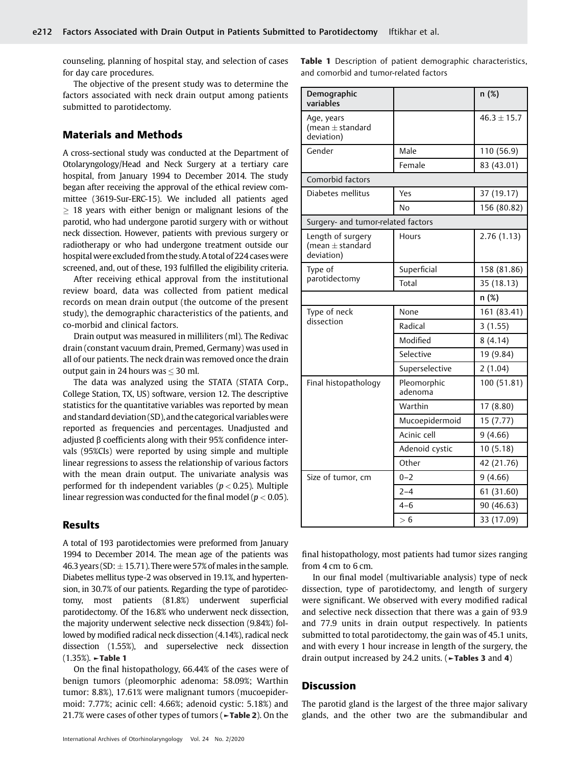counseling, planning of hospital stay, and selection of cases for day care procedures.

The objective of the present study was to determine the factors associated with neck drain output among patients submitted to parotidectomy.

## Materials and Methods

A cross-sectional study was conducted at the Department of Otolaryngology/Head and Neck Surgery at a tertiary care hospital, from January 1994 to December 2014. The study began after receiving the approval of the ethical review committee (3619-Sur-ERC-15). We included all patients aged $\geq$ 18 years with either benign or malignant lesions of the parotid, who had undergone parotid surgery with or without neck dissection. However, patients with previous surgery or radiotherapy or who had undergone treatment outside our hospital were excluded from the study. A total of 224 cases were screened, and, out of these, 193 fulfilled the eligibility criteria.

After receiving ethical approval from the institutional review board, data was collected from patient medical records on mean drain output (the outcome of the present study), the demographic characteristics of the patients, and co-morbid and clinical factors.

Drain output was measured in milliliters (ml). The Redivac drain (constant vacuum drain, Premed, Germany) was used in all of our patients. The neck drain was removed once the drain output gain in 24 hours was $\leq$ 30 ml.

The data was analyzed using the STATA (STATA Corp., College Station, TX, US) software, version 12. The descriptive statistics for the quantitative variables was reported by mean and standard deviation (SD), and the categorical variables were reported as frequencies and percentages. Unadjusted and adjusted β coefficients along with their 95% confidence intervals (95%CIs) were reported by using simple and multiple linear regressions to assess the relationship of various factors with the mean drain output. The univariate analysis was performed for th independent variables ($p < 0.25$). Multiple linear regression was conducted for the final model ($p < 0.05$).

## Results

A total of 193 parotidectomies were preformed from January 1994 to December 2014. The mean age of the patients was 46.3 years (SD: ± 15.71). There were 57% of males in the sample. Diabetes mellitus type-2 was observed in 19.1%, and hypertension, in 30.7% of our patients. Regarding the type of parotidectomy, most patients (81.8%) underwent superficial parotidectomy. Of the 16.8% who underwent neck dissection, the majority underwent selective neck dissection (9.84%) followed by modified radical neck dissection (4.14%), radical neck dissection (1.55%), and superselective neck dissection (1.35%). ►**Table 1**

On the final histopathology, 66.44% of the cases were of benign tumors (pleomorphic adenoma: 58.09%; Warthin tumor: 8.8%), 17.61% were malignant tumors (mucoepidermoid: 7.77%; acinic cell: 4.66%; adenoid cystic: 5.18%) and 21.7% were cases of other types of tumors (►**Table 2**). On the final histopathology, most patients had tumor sizes ranging from 4 cm to 6 cm.

In our final model (multivariable analysis) type of neck dissection, type of parotidectomy, and length of surgery were significant. We observed with every modified radical and selective neck dissection that there was a gain of 93.9 and 77.9 units in drain output respectively. In patients submitted to total parotidectomy, the gain was of 45.1 units, and with every 1 hour increase in length of the surgery, the drain output increased by 24.2 units. (►**Tables 3** and **4**)

**Table 1** Description of patient demographic characteristics, and comorbid and tumor-related factors

| Demographic variables | | n (%) |
|---|---|---|
| Age, years (mean ± standard deviation) | | 46.3 ± 15.7 |
| Gender | Male | 110 (56.9) |
| | Female | 83 (43.01) |
| Comorbid factors | | |
| Diabetes mellitus | Yes | 37 (19.17) |
| | No | 156 (80.82) |
| Surgery- and tumor-related factors | | |
| Length of surgery (mean ± standard deviation) | Hours | 2.76 (1.13) |
| Type of parotidectomy | Superficial | 158 (81.86) |
| | Total | 35 (18.13) |
| | | n (%) |
| Type of neck dissection | None | 161 (83.41) |
| | Radical | 3 (1.55) |
| | Modified | 8 (4.14) |
| | Selective | 19 (9.84) |
| | Superselective | 2 (1.04) |
| Final histopathology | Pleomorphic adenoma | 100 (51.81) |
| | Warthin | 17 (8.80) |
| | Mucoepidermoid | 15 (7.77) |
| | Acinic cell | 9 (4.66) |
| | Adenoid cystic | 10 (5.18) |
| | Other | 42 (21.76) |
| Size of tumor, cm | 0–2 | 9 (4.66) |
| | 2–4 | 61 (31.60) |
| | 4–6 | 90 (46.63) |
| | > 6 | 33 (17.09) |

## Discussion

The parotid gland is the largest of the three major salivary glands, and the other two are the submandibular and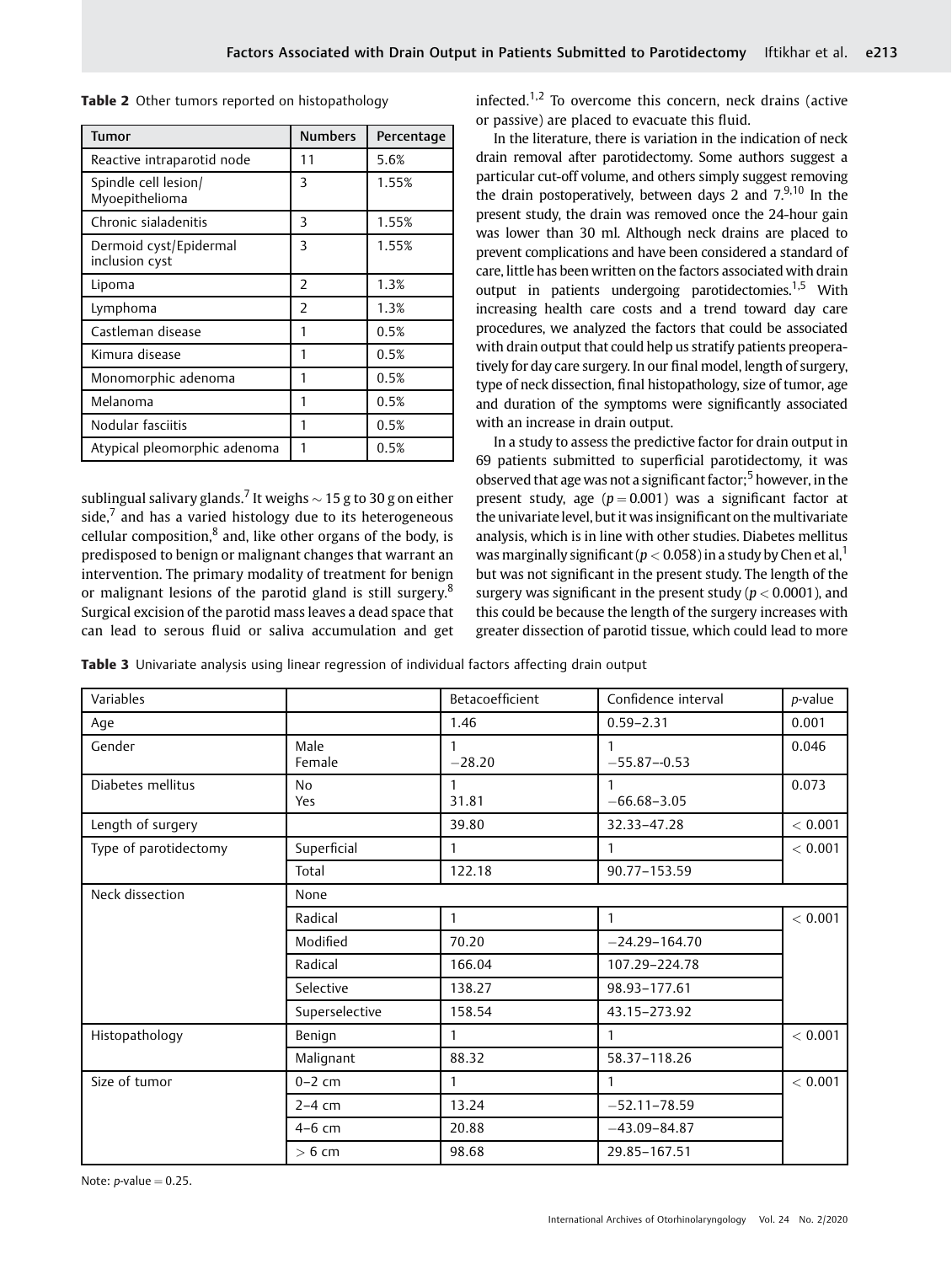**Table 2** Other tumors reported on histopathology

| Tumor | Numbers | Percentage |
|---|---|---|
| Reactive intraparotid node | 11 | 5.6% |
| Spindle cell lesion/ Myoepithelioma | 3 | 1.55% |
| Chronic sialadenitis | 3 | 1.55% |
| Dermoid cyst/Epidermal inclusion cyst | 3 | 1.55% |
| Lipoma | 2 | 1.3% |
| Lymphoma | 2 | 1.3% |
| Castleman disease | 1 | 0.5% |
| Kimura disease | 1 | 0.5% |
| Monomorphic adenoma | 1 | 0.5% |
| Melanoma | 1 | 0.5% |
| Nodular fasciitis | 1 | 0.5% |
| Atypical pleomorphic adenoma | 1 | 0.5% |

sublingual salivary glands.[7] It weighs ~ 15 g to 30 g on either side,[7] and has a varied histology due to its heterogeneous cellular composition,[8] and, like other organs of the body, is predisposed to benign or malignant changes that warrant an intervention. The primary modality of treatment for benign or malignant lesions of the parotid gland is still surgery.[8] Surgical excision of the parotid mass leaves a dead space that can lead to serous fluid or saliva accumulation and get infected.[1,2] To overcome this concern, neck drains (active or passive) are placed to evacuate this fluid.

In the literature, there is variation in the indication of neck drain removal after parotidectomy. Some authors suggest a particular cut-off volume, and others simply suggest removing the drain postoperatively, between days 2 and 7.[9,10] In the present study, the drain was removed once the 24-hour gain was lower than 30 ml. Although neck drains are placed to prevent complications and have been considered a standard of care, little has been written on the factors associated with drain output in patients undergoing parotidectomies.[1,5] With increasing health care costs and a trend toward day care procedures, we analyzed the factors that could be associated with drain output that could help us stratify patients preoperatively for day care surgery. In our final model, length of surgery, type of neck dissection, final histopathology, size of tumor, age and duration of the symptoms were significantly associated with an increase in drain output.

In a study to assess the predictive factor for drain output in 69 patients submitted to superficial parotidectomy, it was observed that age was not a significant factor;[5] however, in the present study, age ($p = 0.001$) was a significant factor at the univariate level, but it was insignificant on the multivariate analysis, which is in line with other studies. Diabetes mellitus was marginally significant ($p < 0.058$) in a study by Chen et al,[1] but was not significant in the present study. The length of the surgery was significant in the present study ($p < 0.0001$), and this could be because the length of the surgery increases with greater dissection of parotid tissue, which could lead to more

**Table 3** Univariate analysis using linear regression of individual factors affecting drain output

| Variables | | Betacoefficient | Confidence interval | p-value |
|---|---|---|---|---|
| Age | | 1.46 | 0.59–2.31 | 0.001 |
| Gender | Male<br>Female | 1<br>−28.20 | 1<br>−55.87–-0.53 | 0.046 |
| Diabetes mellitus | No<br>Yes | 1<br>31.81 | 1<br>−66.68–3.05 | 0.073 |
| Length of surgery | | 39.80 | 32.33–47.28 | < 0.001 |
| Type of parotidectomy | Superficial | 1 | 1 | < 0.001 |
| | Total | 122.18 | 90.77–153.59 | |
| Neck dissection | None | | | |
| | Radical | 1 | 1 | < 0.001 |
| | Modified | 70.20 | −24.29–164.70 | |
| | Radical | 166.04 | 107.29–224.78 | |
| | Selective | 138.27 | 98.93–177.61 | |
| | Superselective | 158.54 | 43.15–273.92 | |
| Histopathology | Benign | 1 | 1 | < 0.001 |
| | Malignant | 88.32 | 58.37–118.26 | |
| Size of tumor | 0–2 cm | 1 | 1 | < 0.001 |
| | 2–4 cm | 13.24 | −52.11–78.59 | |
| | 4–6 cm | 20.88 | −43.09–84.87 | |
| | > 6 cm | 98.68 | 29.85–167.51 | |

Note: $p$-value = 0.25.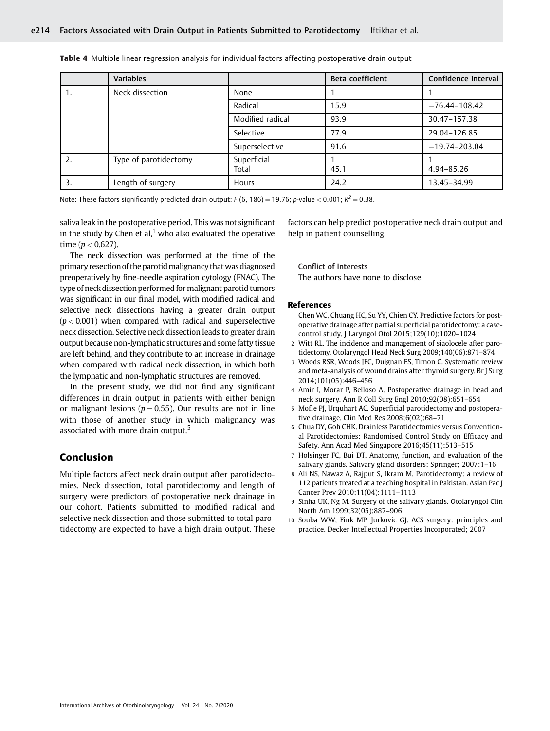**Table 4** Multiple linear regression analysis for individual factors affecting postoperative drain output

| | Variables | | Beta coefficient | Confidence interval |
|---|---|---|---|---|
| 1. | Neck dissection | None | 1 | 1 |
| | | Radical | 15.9 | −76.44–108.42 |
| | | Modified radical | 93.9 | 30.47–157.38 |
| | | Selective | 77.9 | 29.04–126.85 |
| | | Superselective | 91.6 | −19.74–203.04 |
| 2. | Type of parotidectomy | Superficial<br>Total | 1<br>45.1 | 1<br>4.94–85.26 |
| 3. | Length of surgery | Hours | 24.2 | 13.45–34.99 |

Note: These factors significantly predicted drain output: $F$ (6, 186) = 19.76; $p$-value < 0.001; $R^2 = 0.38$.

saliva leak in the postoperative period. This was not significant in the study by Chen et al,[1] who also evaluated the operative time ($p < 0.627$).

The neck dissection was performed at the time of the primary resection of the parotid malignancy that was diagnosed preoperatively by fine-needle aspiration cytology (FNAC). The type of neck dissection performed for malignant parotid tumors was significant in our final model, with modified radical and selective neck dissections having a greater drain output ($p < 0.001$) when compared with radical and superselective neck dissection. Selective neck dissection leads to greater drain output because non-lymphatic structures and some fatty tissue are left behind, and they contribute to an increase in drainage when compared with radical neck dissection, in which both the lymphatic and non-lymphatic structures are removed.

In the present study, we did not find any significant differences in drain output in patients with either benign or malignant lesions ($p = 0.55$). Our results are not in line with those of another study in which malignancy was associated with more drain output.[5]

## Conclusion

Multiple factors affect neck drain output after parotidectomies. Neck dissection, total parotidectomy and length of surgery were predictors of postoperative neck drainage in our cohort. Patients submitted to modified radical and selective neck dissection and those submitted to total parotidectomy are expected to have a high drain output. These factors can help predict postoperative neck drain output and help in patient counselling.

Conflict of Interests

The authors have none to disclose.

## References

1. Chen WC, Chuang HC, Su YY, Chien CY. Predictive factors for postoperative drainage after partial superficial parotidectomy: a case-control study. J Laryngol Otol 2015;129(10):1020–1024
2. Witt RL. The incidence and management of siaolocele after parotidectomy. Otolaryngol Head Neck Surg 2009;140(06):871–874
3. Woods RSR, Woods JFC, Duignan ES, Timon C. Systematic review and meta-analysis of wound drains after thyroid surgery. Br J Surg 2014;101(05):446–456
4. Amir I, Morar P, Belloso A. Postoperative drainage in head and neck surgery. Ann R Coll Surg Engl 2010;92(08):651–654
5. Mofle PJ, Urquhart AC. Superficial parotidectomy and postoperative drainage. Clin Med Res 2008;6(02):68–71
6. Chua DY, Goh CHK. Drainless Parotidectomies versus Conventional Parotidectomies: Randomised Control Study on Efficacy and Safety. Ann Acad Med Singapore 2016;45(11):513–515
7. Holsinger FC, Bui DT. Anatomy, function, and evaluation of the salivary glands. Salivary gland disorders: Springer; 2007:1–16
8. Ali NS, Nawaz A, Rajput S, Ikram M. Parotidectomy: a review of 112 patients treated at a teaching hospital in Pakistan. Asian Pac J Cancer Prev 2010;11(04):1111–1113
9. Sinha UK, Ng M. Surgery of the salivary glands. Otolaryngol Clin North Am 1999;32(05):887–906
10. Souba WW, Fink MP, Jurkovic GJ. ACS surgery: principles and practice. Decker Intellectual Properties Incorporated; 2007